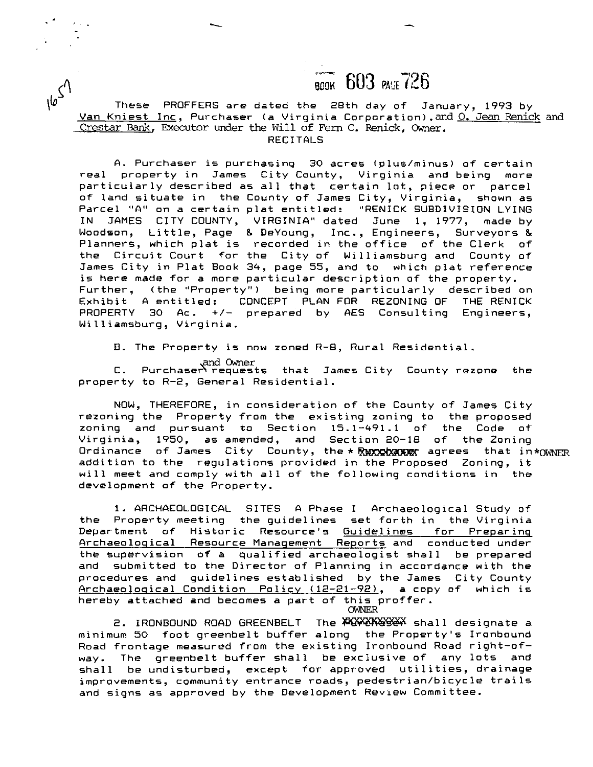BOOK 603 PAGE 726

These PROFFERS are dated the 28th day of January, 1993 by Van Kniest Inc, Purchaser (a Virginia Corporation).and O. Jean Renick and Crestar Bank, Executor under the Will of Fern C. Renick, Owner.

RECITALS

A. Purchaser is purchasing 30 acres (plus/minus) of certain real property in James City County, Virginia and being more particularly described as all that certain lot, piece or parcel of land situate in the County of James City, Virginia, shown as Parcel "A" on a certain plat entitled: "RENICK SUBDIVISION LYING IN JAMES CITY COUNTY, VIRGINIA" dated June 1, 1977, made by Woodson, Little, Page & DeYoung, Inc., Engineers, Surveyors & Planners, which plat is recorded in the office of the Clerk of the Circuit Court for the City of Williamsburg and County of James City in Plat Book 34, page 55, and to which plat reference is here made for a more particular description of the property. Further, (the "Property") being more particularly described on Exhibit A entitled: CONCEPT PLAN FOR REZONING OF THE RENICK PROPERTY 30 Ac. +/- prepared by AES Consulting Engineers, Williamsburg, Virginia.

B. The Property is now zoned R-8, Rural Residential.

C. Purchaser and Owner requests that James City County rezone the property to R-2, General Residential.

NOW, THEREFORE, in consideration of the County of James City rezoning the Property from the existing zoning to the proposed zoning and pursuant to Section 15.1-491.1 of the Code of Virginia, 1950, as amended, and Section 20-18 of the Zoning Ordinance of James City County, the * ~~Purchaser~~ OWNER agrees that in addition to the regulations provided in the Proposed Zoning, it will meet and comply with all of the following conditions in the development of the Property.

1. ARCHAEOLOGICAL SITES A Phase I Archaeological Study of the Property meeting the guidelines set forth in the Virginia Department of Historic Resource's Guidelines for Preparing Archaeological Resource Management Reports and conducted under the supervision of a qualified archaeologist shall be prepared and submitted to the Director of Planning in accordance with the procedures and guidelines established by the James City County Archaeological Condition Policy (12-21-92), a copy of which is hereby attached and becomes a part of this proffer.

2. IRONBOUND ROAD GREENBELT The ~~Purchaser~~ OWNER shall designate a minimum 50 foot greenbelt buffer along the Property's Ironbound Road frontage measured from the existing Ironbound Road right-of-way. The greenbelt buffer shall be exclusive of any lots and shall be undisturbed, except for approved utilities, drainage improvements, community entrance roads, pedestrian/bicycle trails and signs as approved by the Development Review Committee.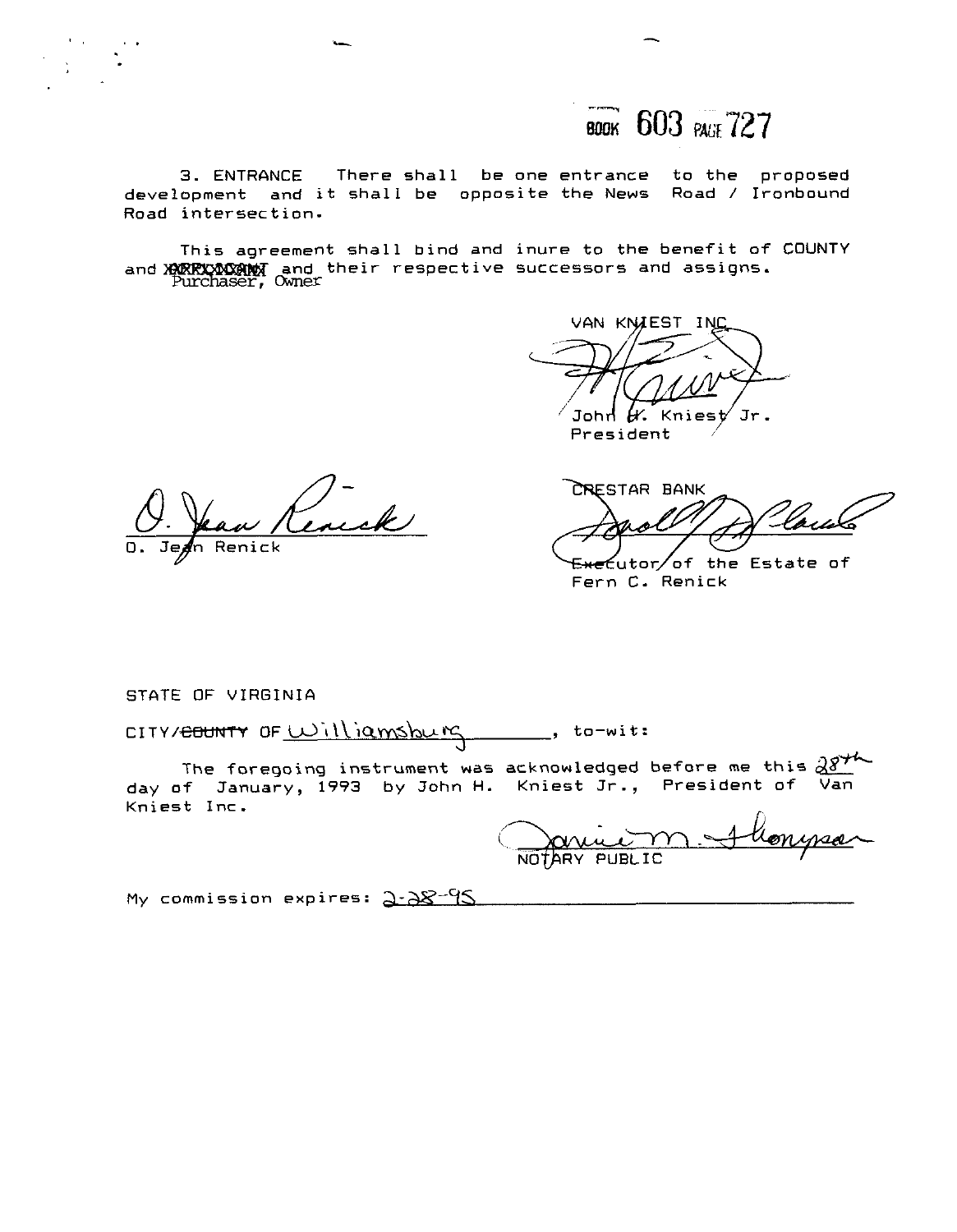BOOK 603 PAGE 727

3. ENTRANCE There shall be one entrance to the proposed development and it shall be opposite the News Road / Ironbound Road intersection.

This agreement shall bind and inure to the benefit of COUNTY and ~~XXXXXXXXX~~ Purchaser, Owner and their respective successors and assigns.

VAN KNIEST INC.

John H. Kniest Jr.
President

O. Jean Renick

CRESTAR BANK

Executor of the Estate of
Fern C. Renick

STATE OF VIRGINIA

CITY/~~COUNTY~~ OF Williamsburg, to-wit:

The foregoing instrument was acknowledged before me this 28th day of January, 1993 by John H. Kniest Jr., President of Van Kniest Inc.

NOTARY PUBLIC

My commission expires: 2-28-95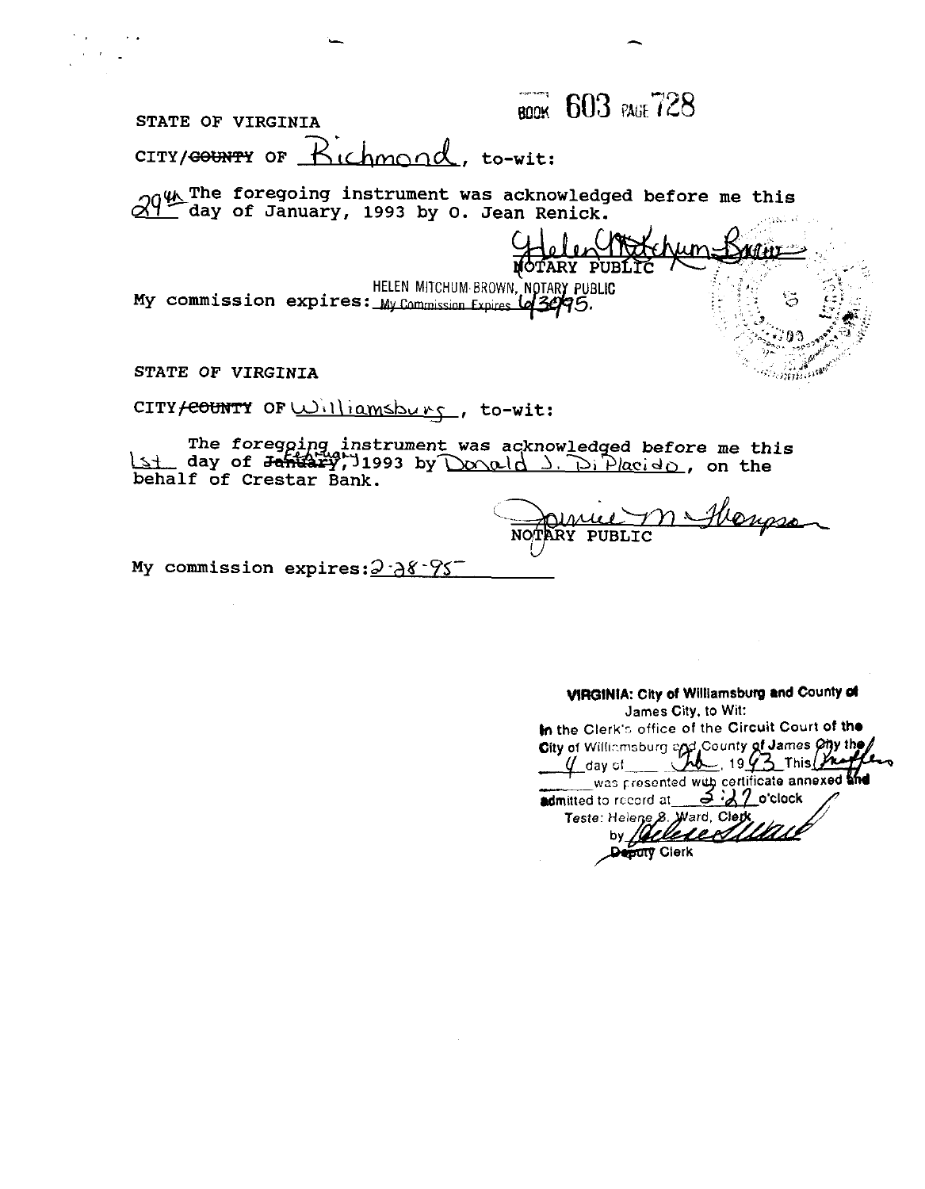BOOK 603 PAGE 728

STATE OF VIRGINIA

CITY/~~COUNTY~~ OF Richmond, to-wit:

29th The foregoing instrument was acknowledged before me this 29th day of January, 1993 by O. Jean Renick.

Helen Mitchum-Brown
NOTARY PUBLIC

My commission expires: HELEN MITCHUM-BROWN, NOTARY PUBLIC My Commission Expires 6/30/95.

STATE OF VIRGINIA

CITY/~~COUNTY~~ OF Williamsburg, to-wit:

The foregoing instrument was acknowledged before me this 1st day of ~~January~~ February, 1993 by Donald J. DiPlacido, on the behalf of Crestar Bank.

Jamie M. Thompson
NOTARY PUBLIC

My commission expires: 2-28-95

**VIRGINIA: City of Williamsburg and County of** James City, to Wit:

In the Clerk's office of the Circuit Court of the City of Williamsburg and County of James City the 4 day of Feb, 1993 This Instrument was presented with certificate annexed and admitted to record at 3:27 o'clock

Teste: Helene S. Ward, Clerk

by Helene S. Ward

Deputy Clerk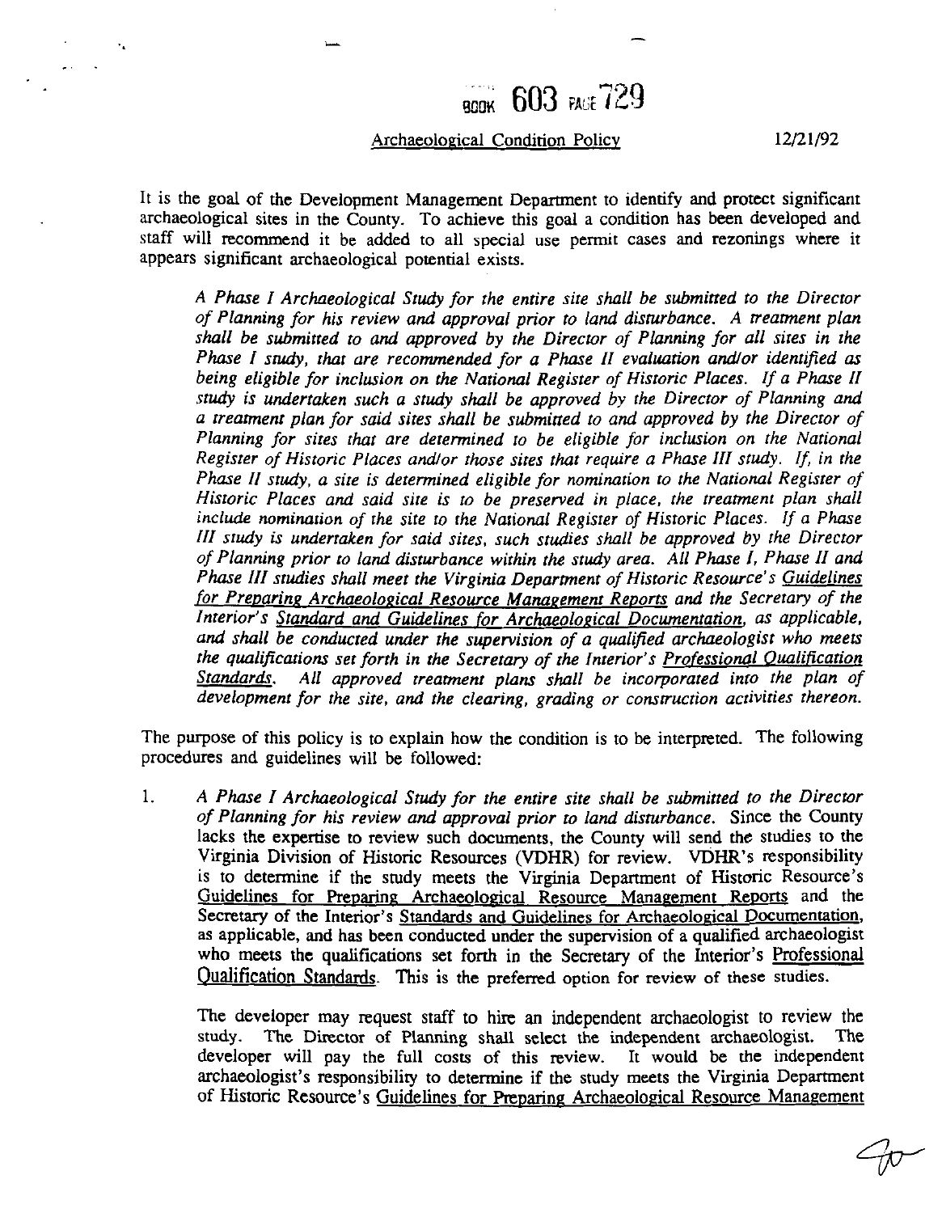BOOK 603 PAGE 729

Archaeological Condition Policy 12/21/92

It is the goal of the Development Management Department to identify and protect significant archaeological sites in the County. To achieve this goal a condition has been developed and staff will recommend it be added to all special use permit cases and rezonings where it appears significant archaeological potential exists.

> *A Phase I Archaeological Study for the entire site shall be submitted to the Director of Planning for his review and approval prior to land disturbance. A treatment plan shall be submitted to and approved by the Director of Planning for all sites in the Phase I study, that are recommended for a Phase II evaluation and/or identified as being eligible for inclusion on the National Register of Historic Places. If a Phase II study is undertaken such a study shall be approved by the Director of Planning and a treatment plan for said sites shall be submitted to and approved by the Director of Planning for sites that are determined to be eligible for inclusion on the National Register of Historic Places and/or those sites that require a Phase III study. If, in the Phase II study, a site is determined eligible for nomination to the National Register of Historic Places and said site is to be preserved in place, the treatment plan shall include nomination of the site to the National Register of Historic Places. If a Phase III study is undertaken for said sites, such studies shall be approved by the Director of Planning prior to land disturbance within the study area. All Phase I, Phase II and Phase III studies shall meet the Virginia Department of Historic Resource's <u>Guidelines for Preparing Archaeological Resource Management Reports</u> and the Secretary of the Interior's <u>Standard and Guidelines for Archaeological Documentation</u>, as applicable, and shall be conducted under the supervision of a qualified archaeologist who meets the qualifications set forth in the Secretary of the Interior's <u>Professional Qualification Standards</u>. All approved treatment plans shall be incorporated into the plan of development for the site, and the clearing, grading or construction activities thereon.*

The purpose of this policy is to explain how the condition is to be interpreted. The following procedures and guidelines will be followed:

1. *A Phase I Archaeological Study for the entire site shall be submitted to the Director of Planning for his review and approval prior to land disturbance.* Since the County lacks the expertise to review such documents, the County will send the studies to the Virginia Division of Historic Resources (VDHR) for review. VDHR's responsibility is to determine if the study meets the Virginia Department of Historic Resource's <u>Guidelines for Preparing Archaeological Resource Management Reports</u> and the Secretary of the Interior's <u>Standards and Guidelines for Archaeological Documentation</u>, as applicable, and has been conducted under the supervision of a qualified archaeologist who meets the qualifications set forth in the Secretary of the Interior's <u>Professional Qualification Standards</u>. This is the preferred option for review of these studies.

   The developer may request staff to hire an independent archaeologist to review the study. The Director of Planning shall select the independent archaeologist. The developer will pay the full costs of this review. It would be the independent archaeologist's responsibility to determine if the study meets the Virginia Department of Historic Resource's <u>Guidelines for Preparing Archaeological Resource Management</u>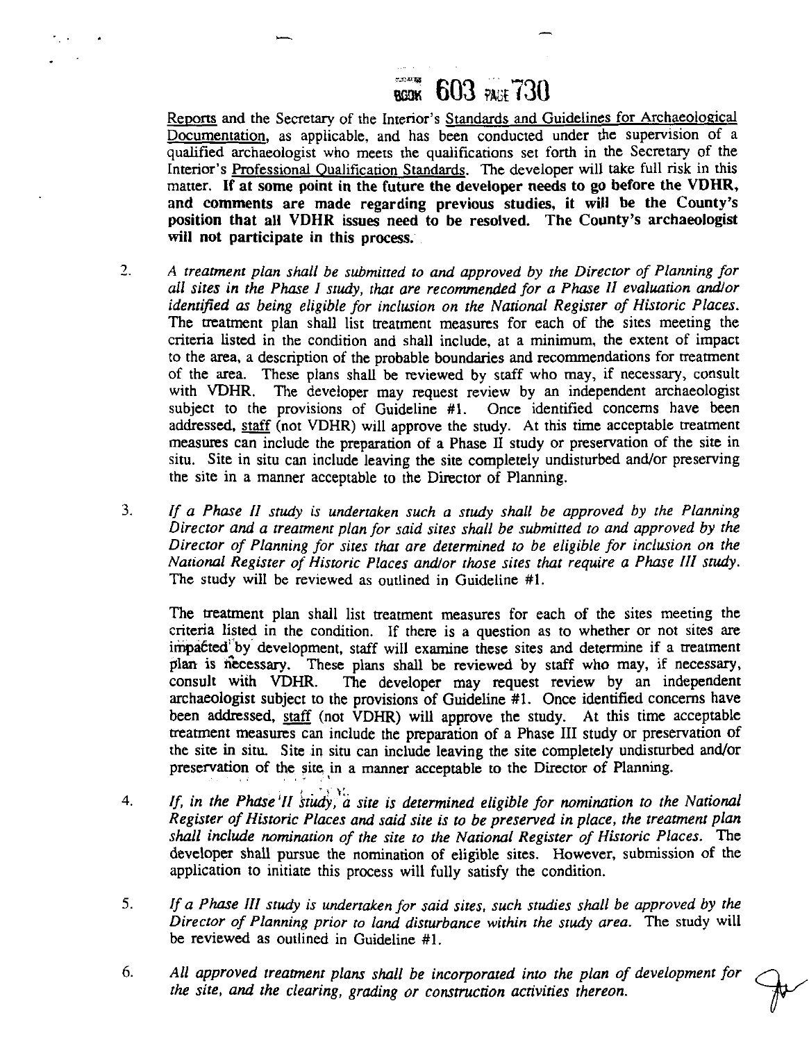Reports and the Secretary of the Interior's Standards and Guidelines for Archaeological Documentation, as applicable, and has been conducted under the supervision of a qualified archaeologist who meets the qualifications set forth in the Secretary of the Interior's Professional Qualification Standards. The developer will take full risk in this matter. **If at some point in the future the developer needs to go before the VDHR, and comments are made regarding previous studies, it will be the County's position that all VDHR issues need to be resolved. The County's archaeologist will not participate in this process.**

2. *A treatment plan shall be submitted to and approved by the Director of Planning for all sites in the Phase I study, that are recommended for a Phase II evaluation and/or identified as being eligible for inclusion on the National Register of Historic Places.* The treatment plan shall list treatment measures for each of the sites meeting the criteria listed in the condition and shall include, at a minimum, the extent of impact to the area, a description of the probable boundaries and recommendations for treatment of the area. These plans shall be reviewed by staff who may, if necessary, consult with VDHR. The developer may request review by an independent archaeologist subject to the provisions of Guideline #1. Once identified concerns have been addressed, staff (not VDHR) will approve the study. At this time acceptable treatment measures can include the preparation of a Phase II study or preservation of the site in situ. Site in situ can include leaving the site completely undisturbed and/or preserving the site in a manner acceptable to the Director of Planning.

3. *If a Phase II study is undertaken such a study shall be approved by the Planning Director and a treatment plan for said sites shall be submitted to and approved by the Director of Planning for sites that are determined to be eligible for inclusion on the National Register of Historic Places and/or those sites that require a Phase III study.* The study will be reviewed as outlined in Guideline #1.

   The treatment plan shall list treatment measures for each of the sites meeting the criteria listed in the condition. If there is a question as to whether or not sites are impacted by development, staff will examine these sites and determine if a treatment plan is necessary. These plans shall be reviewed by staff who may, if necessary, consult with VDHR. The developer may request review by an independent archaeologist subject to the provisions of Guideline #1. Once identified concerns have been addressed, staff (not VDHR) will approve the study. At this time acceptable treatment measures can include the preparation of a Phase III study or preservation of the site in situ. Site in situ can include leaving the site completely undisturbed and/or preservation of the site in a manner acceptable to the Director of Planning.

4. *If, in the Phase II study, a site is determined eligible for nomination to the National Register of Historic Places and said site is to be preserved in place, the treatment plan shall include nomination of the site to the National Register of Historic Places.* The developer shall pursue the nomination of eligible sites. However, submission of the application to initiate this process will fully satisfy the condition.

5. *If a Phase III study is undertaken for said sites, such studies shall be approved by the Director of Planning prior to land disturbance within the study area.* The study will be reviewed as outlined in Guideline #1.

6. *All approved treatment plans shall be incorporated into the plan of development for the site, and the clearing, grading or construction activities thereon.*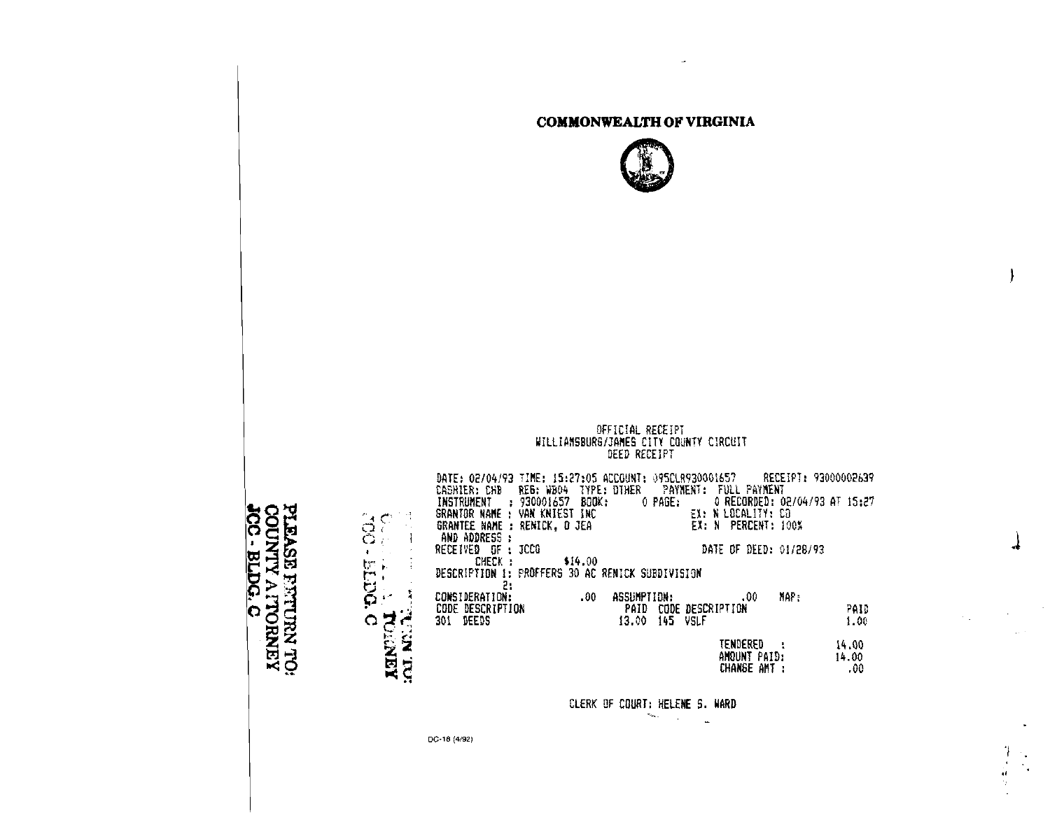# COMMONWEALTH OF VIRGINIA

PLEASE RETURN TO:
COUNTY ATTORNEY
JCC - BLDG. C

OFFICIAL RECEIPT
WILLIAMSBURG/JAMES CITY COUNTY CIRCUIT
DEED RECEIPT

```
DATE: 02/04/93 TIME: 15:27:05 ACCOUNT: 095CLR930001657     RECEIPT: 93000002639
CASHIER: CHB   REG: WB04  TYPE: OTHER    PAYMENT:  FULL PAYMENT
INSTRUMENT   : 930001657  BOOK:       0 PAGE:      0 RECORDED: 02/04/93 AT 15:27
GRANTOR NAME : VAN KNIEST INC                   EX: N LOCALITY: CO
GRANTEE NAME : RENICK, D JEA                    EX: N  PERCENT: 100%
 AND ADDRESS :
RECEIVED  OF : JCCO                             DATE OF DEED: 01/28/93
       CHECK :          $14.00
DESCRIPTION 1: PROFFERS 30 AC RENICK SUBDIVISION
            2:
CONSIDERATION:              .00   ASSUMPTION:             .00    MAP:
CODE DESCRIPTION                   PAID  CODE DESCRIPTION                    PAID
301  DEEDS                        13.00  145  VSLF                           1.00
                                                     TENDERED   :           14.00
                                                     AMOUNT PAID:           14.00
                                                     CHANGE AMT :             .00
```

CLERK OF COURT: HELENE S. WARD

DC-18 (4/92)